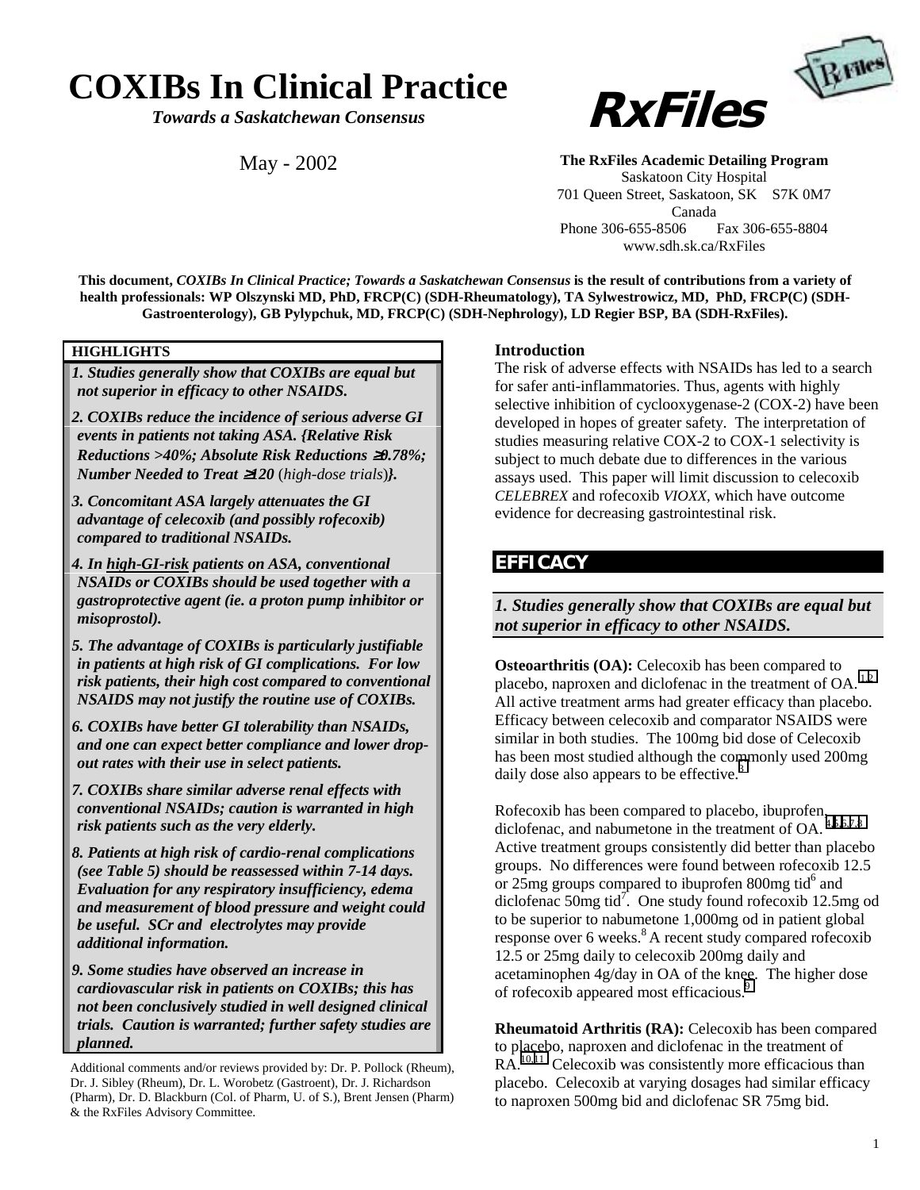# COXIBs In Clinical Practice

*Towards a Saskatchewan Consensus*

May - 2002

**RxFiles**

**The RxFiles Academic Detailing Program**
Saskatoon City Hospital
701 Queen Street, Saskatoon, SK S7K 0M7
Canada
Phone 306-655-8506 Fax 306-655-8804
www.sdh.sk.ca/RxFiles

**This document, *COXIBs In Clinical Practice; Towards a Saskatchewan Consensus* is the result of contributions from a variety of health professionals: WP Olszynski MD, PhD, FRCP(C) (SDH-Rheumatology), TA Sylwestrowicz, MD, PhD, FRCP(C) (SDH-Gastroenterology), GB Pylypchuk, MD, FRCP(C) (SDH-Nephrology), LD Regier BSP, BA (SDH-RxFiles).**

**HIGHLIGHTS**

***1. Studies generally show that COXIBs are equal but not superior in efficacy to other NSAIDS.***

***2. COXIBs reduce the incidence of serious adverse GI events in patients not taking ASA. {Relative Risk Reductions >40%; Absolute Risk Reductions ≥0.78%; Number Needed to Treat ≥120 (high-dose trials)}.***

***3. Concomitant ASA largely attenuates the GI advantage of celecoxib (and possibly rofecoxib) compared to traditional NSAIDs.***

***4. In high-GI-risk patients on ASA, conventional NSAIDs or COXIBs should be used together with a gastroprotective agent (ie. a proton pump inhibitor or misoprostol).***

***5. The advantage of COXIBs is particularly justifiable in patients at high risk of GI complications. For low risk patients, their high cost compared to conventional NSAIDS may not justify the routine use of COXIBs.***

***6. COXIBs have better GI tolerability than NSAIDs, and one can expect better compliance and lower drop-out rates with their use in select patients.***

***7. COXIBs share similar adverse renal effects with conventional NSAIDs; caution is warranted in high risk patients such as the very elderly.***

***8. Patients at high risk of cardio-renal complications (see Table 5) should be reassessed within 7-14 days. Evaluation for any respiratory insufficiency, edema and measurement of blood pressure and weight could be useful. SCr and electrolytes may provide additional information.***

***9. Some studies have observed an increase in cardiovascular risk in patients on COXIBs; this has not been conclusively studied in well designed clinical trials. Caution is warranted; further safety studies are planned.***

Additional comments and/or reviews provided by: Dr. P. Pollock (Rheum), Dr. J. Sibley (Rheum), Dr. L. Worobetz (Gastroent), Dr. J. Richardson (Pharm), Dr. D. Blackburn (Col. of Pharm, U. of S.), Brent Jensen (Pharm) & the RxFiles Advisory Committee.

**Introduction**

The risk of adverse effects with NSAIDs has led to a search for safer anti-inflammatories. Thus, agents with highly selective inhibition of cyclooxygenase-2 (COX-2) have been developed in hopes of greater safety. The interpretation of studies measuring relative COX-2 to COX-1 selectivity is subject to much debate due to differences in the various assays used. This paper will limit discussion to celecoxib *CELEBREX* and rofecoxib *VIOXX*, which have outcome evidence for decreasing gastrointestinal risk.

## EFFICACY

### *1. Studies generally show that COXIBs are equal but not superior in efficacy to other NSAIDS.*

**Osteoarthritis (OA):** Celecoxib has been compared to placebo, naproxen and diclofenac in the treatment of OA.[1,2] All active treatment arms had greater efficacy than placebo. Efficacy between celecoxib and comparator NSAIDS were similar in both studies. The 100mg bid dose of Celecoxib has been most studied although the commonly used 200mg daily dose also appears to be effective.[3]

Rofecoxib has been compared to placebo, ibuprofen, diclofenac, and nabumetone in the treatment of OA.[4,5,6,7,8] Active treatment groups consistently did better than placebo groups. No differences were found between rofecoxib 12.5 or 25mg groups compared to ibuprofen 800mg tid[6] and diclofenac 50mg tid[7]. One study found rofecoxib 12.5mg od to be superior to nabumetone 1,000mg od in patient global response over 6 weeks.[8] A recent study compared rofecoxib 12.5 or 25mg daily to celecoxib 200mg daily and acetaminophen 4g/day in OA of the knee. The higher dose of rofecoxib appeared most efficacious.[9]

**Rheumatoid Arthritis (RA):** Celecoxib has been compared to placebo, naproxen and diclofenac in the treatment of RA.[10,11] Celecoxib was consistently more efficacious than placebo. Celecoxib at varying dosages had similar efficacy to naproxen 500mg bid and diclofenac SR 75mg bid.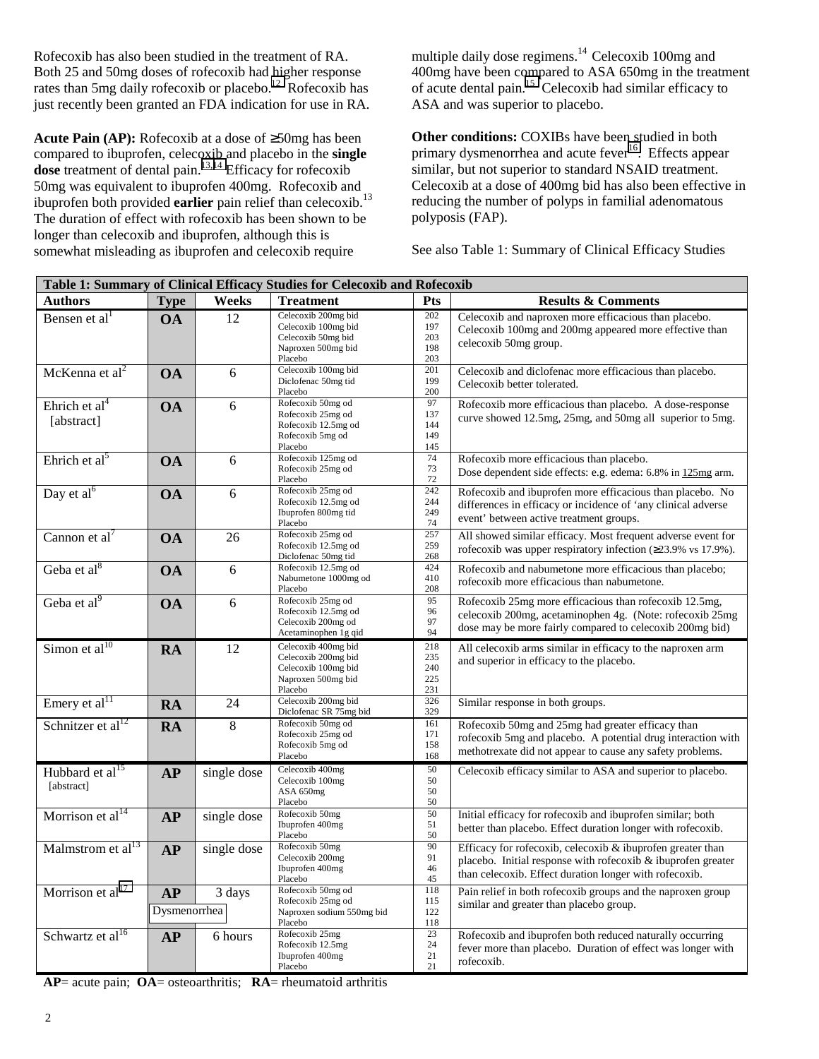Rofecoxib has also been studied in the treatment of RA. Both 25 and 50mg doses of rofecoxib had higher response rates than 5mg daily rofecoxib or placebo.[12] Rofecoxib has just recently been granted an FDA indication for use in RA.

**Acute Pain (AP):** Rofecoxib at a dose of ≥50mg has been compared to ibuprofen, celecoxib and placebo in the **single dose** treatment of dental pain.[13,14] Efficacy for rofecoxib 50mg was equivalent to ibuprofen 400mg. Rofecoxib and ibuprofen both provided **earlier** pain relief than celecoxib.[13] The duration of effect with rofecoxib has been shown to be longer than celecoxib and ibuprofen, although this is somewhat misleading as ibuprofen and celecoxib require multiple daily dose regimens.[14] Celecoxib 100mg and 400mg have been compared to ASA 650mg in the treatment of acute dental pain.[15] Celecoxib had similar efficacy to ASA and was superior to placebo.

**Other conditions:** COXIBs have been studied in both primary dysmenorrhea and acute fever[16]. Effects appear similar, but not superior to standard NSAID treatment. Celecoxib at a dose of 400mg bid has also been effective in reducing the number of polyps in familial adenomatous polyposis (FAP).

See also Table 1: Summary of Clinical Efficacy Studies

**Table 1: Summary of Clinical Efficacy Studies for Celecoxib and Rofecoxib**

| Authors | Type | Weeks | Treatment | Pts | Results & Comments |
|---|---|---|---|---|---|
| Bensen et al[1] | **OA** | 12 | Celecoxib 200mg bid<br>Celecoxib 100mg bid<br>Celecoxib 50mg bid<br>Naproxen 500mg bid<br>Placebo | 202<br>197<br>203<br>198<br>203 | Celecoxib and naproxen more efficacious than placebo. Celecoxib 100mg and 200mg appeared more effective than celecoxib 50mg group. |
| McKenna et al[2] | **OA** | 6 | Celecoxib 100mg bid<br>Diclofenac 50mg tid<br>Placebo | 201<br>199<br>200 | Celecoxib and diclofenac more efficacious than placebo. Celecoxib better tolerated. |
| Ehrich et al[4] [abstract] | **OA** | 6 | Rofecoxib 50mg od<br>Rofecoxib 25mg od<br>Rofecoxib 12.5mg od<br>Rofecoxib 5mg od<br>Placebo | 97<br>137<br>144<br>149<br>145 | Rofecoxib more efficacious than placebo. A dose-response curve showed 12.5mg, 25mg, and 50mg all superior to 5mg. |
| Ehrich et al[5] | **OA** | 6 | Rofecoxib 125mg od<br>Rofecoxib 25mg od<br>Placebo | 74<br>73<br>72 | Rofecoxib more efficacious than placebo. Dose dependent side effects: e.g. edema: 6.8% in 125mg arm. |
| Day et al[6] | **OA** | 6 | Rofecoxib 25mg od<br>Rofecoxib 12.5mg od<br>Ibuprofen 800mg tid<br>Placebo | 242<br>244<br>249<br>74 | Rofecoxib and ibuprofen more efficacious than placebo. No differences in efficacy or incidence of 'any clinical adverse event' between active treatment groups. |
| Cannon et al[7] | **OA** | 26 | Rofecoxib 25mg od<br>Rofecoxib 12.5mg od<br>Diclofenac 50mg tid | 257<br>259<br>268 | All showed similar efficacy. Most frequent adverse event for rofecoxib was upper respiratory infection (≥23.9% vs 17.9%). |
| Geba et al[8] | **OA** | 6 | Rofecoxib 12.5mg od<br>Nabumetone 1000mg od<br>Placebo | 424<br>410<br>208 | Rofecoxib and nabumetone more efficacious than placebo; rofecoxib more efficacious than nabumetone. |
| Geba et al[9] | **OA** | 6 | Rofecoxib 25mg od<br>Rofecoxib 12.5mg od<br>Celecoxib 200mg od<br>Acetaminophen 1g qid | 95<br>96<br>97<br>94 | Rofecoxib 25mg more efficacious than rofecoxib 12.5mg, celecoxib 200mg, acetaminophen 4g. (Note: rofecoxib 25mg dose may be more fairly compared to celecoxib 200mg bid) |
| Simon et al[10] | **RA** | 12 | Celecoxib 400mg bid<br>Celecoxib 200mg bid<br>Celecoxib 100mg bid<br>Naproxen 500mg bid<br>Placebo | 218<br>235<br>240<br>225<br>231 | All celecoxib arms similar in efficacy to the naproxen arm and superior in efficacy to the placebo. |
| Emery et al[11] | **RA** | 24 | Celecoxib 200mg bid<br>Diclofenac SR 75mg bid | 326<br>329 | Similar response in both groups. |
| Schnitzer et al[12] | **RA** | 8 | Rofecoxib 50mg od<br>Rofecoxib 25mg od<br>Rofecoxib 5mg od<br>Placebo | 161<br>171<br>158<br>168 | Rofecoxib 50mg and 25mg had greater efficacy than rofecoxib 5mg and placebo. A potential drug interaction with methotrexate did not appear to cause any safety problems. |
| Hubbard et al[15] [abstract] | **AP** | single dose | Celecoxib 400mg<br>Celecoxib 100mg<br>ASA 650mg<br>Placebo | 50<br>50<br>50<br>50 | Celecoxib efficacy similar to ASA and superior to placebo. |
| Morrison et al[14] | **AP** | single dose | Rofecoxib 50mg<br>Ibuprofen 400mg<br>Placebo | 50<br>51<br>50 | Initial efficacy for rofecoxib and ibuprofen similar; both better than placebo. Effect duration longer with rofecoxib. |
| Malmstrom et al[13] | **AP** | single dose | Rofecoxib 50mg<br>Celecoxib 200mg<br>Ibuprofen 400mg<br>Placebo | 90<br>91<br>46<br>45 | Efficacy for rofecoxib, celecoxib & ibuprofen greater than placebo. Initial response with rofecoxib & ibuprofen greater than celecoxib. Effect duration longer with rofecoxib. |
| Morrison et al[17] | **AP** Dysmenorrhea | 3 days | Rofecoxib 50mg od<br>Rofecoxib 25mg od<br>Naproxen sodium 550mg bid<br>Placebo | 118<br>115<br>122<br>118 | Pain relief in both rofecoxib groups and the naproxen group similar and greater than placebo group. |
| Schwartz et al[16] | **AP** | 6 hours | Rofecoxib 25mg<br>Rofecoxib 12.5mg<br>Ibuprofen 400mg<br>Placebo | 23<br>24<br>21<br>21 | Rofecoxib and ibuprofen both reduced naturally occurring fever more than placebo. Duration of effect was longer with rofecoxib. |

**AP**= acute pain; **OA**= osteoarthritis; **RA**= rheumatoid arthritis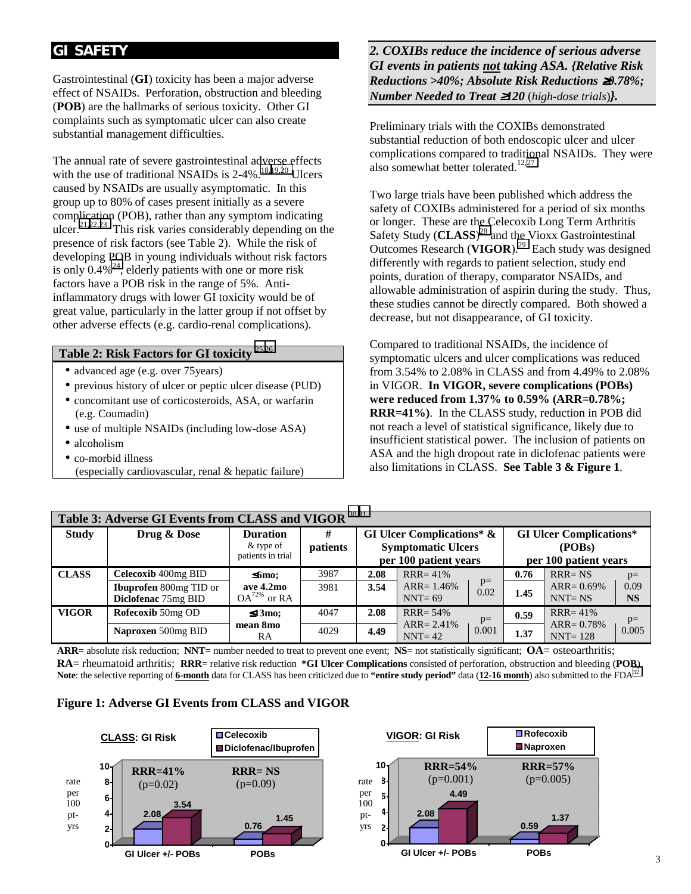## GI SAFETY

Gastrointestinal (**GI**) toxicity has been a major adverse effect of NSAIDs. Perforation, obstruction and bleeding (**POB**) are the hallmarks of serious toxicity. Other GI complaints such as symptomatic ulcer can also create substantial management difficulties.

The annual rate of severe gastrointestinal adverse effects with the use of traditional NSAIDs is 2-4%.[18,19,20] Ulcers caused by NSAIDs are usually asymptomatic. In this group up to 80% of cases present initially as a severe complication (POB), rather than any symptom indicating ulcer.[21,22,23] This risk varies considerably depending on the presence of risk factors (see Table 2). While the risk of developing POB in young individuals without risk factors is only 0.4%[24], elderly patients with one or more risk factors have a POB risk in the range of 5%. Anti-inflammatory drugs with lower GI toxicity would be of great value, particularly in the latter group if not offset by other adverse effects (e.g. cardio-renal complications).

**Table 2: Risk Factors for GI toxicity**[25,26]

- advanced age (e.g. over 75years)
- previous history of ulcer or peptic ulcer disease (PUD)
- concomitant use of corticosteroids, ASA, or warfarin (e.g. Coumadin)
- use of multiple NSAIDs (including low-dose ASA)
- alcoholism
- co-morbid illness (especially cardiovascular, renal & hepatic failure)

***2. COXIBs reduce the incidence of serious adverse GI events in patients not taking ASA. {Relative Risk Reductions >40%; Absolute Risk Reductions ≥0.78%; Number Needed to Treat ≥120* (*high-dose trials*)*}.***

Preliminary trials with the COXIBs demonstrated substantial reduction of both endoscopic ulcer and ulcer complications compared to traditional NSAIDs. They were also somewhat better tolerated.[12,27]

Two large trials have been published which address the safety of COXIBs administered for a period of six months or longer. These are the Celecoxib Long Term Arthritis Safety Study (**CLASS**)[28] and the Vioxx Gastrointestinal Outcomes Research (**VIGOR**).[29] Each study was designed differently with regards to patient selection, study end points, duration of therapy, comparator NSAIDs, and allowable administration of aspirin during the study. Thus, these studies cannot be directly compared. Both showed a decrease, but not disappearance, of GI toxicity.

Compared to traditional NSAIDs, the incidence of symptomatic ulcers and ulcer complications was reduced from 3.54% to 2.08% in CLASS and from 4.49% to 2.08% in VIGOR. **In VIGOR, severe complications (POBs) were reduced from 1.37% to 0.59% (ARR=0.78%; RRR=41%)**. In the CLASS study, reduction in POB did not reach a level of statistical significance, likely due to insufficient statistical power. The inclusion of patients on ASA and the high dropout rate in diclofenac patients were also limitations in CLASS. **See Table 3 & Figure 1**.

**Table 3: Adverse GI Events from CLASS and VIGOR**[30,31]

| Study | Drug & Dose | Duration & type of patients in trial | # patients | GI Ulcer Complications* & Symptomatic Ulcers per 100 patient years | | | GI Ulcer Complications* (POBs) per 100 patient years | | |
|---|---|---|---|---|---|---|---|---|---|
| **CLASS** | **Celecoxib** 400mg BID | **≤6mo; ave 4.2mo** OA[72%] or RA | 3987 | **2.08** | RRR= 41% | p= 0.02 | **0.76** | RRR= NS | p= 0.09 **NS** |
| | **Ibuprofen** 800mg TID or **Diclofenac** 75mg BID | | 3981 | **3.54** | ARR= 1.46% NNT= 69 | | **1.45** | ARR= 0.69% NNT= NS | |
| **VIGOR** | **Rofecoxib** 50mg OD | **≤13mo; mean 8mo** RA | 4047 | **2.08** | RRR= 54% | p= 0.001 | **0.59** | RRR= 41% | p= 0.005 |
| | **Naproxen** 500mg BID | | 4029 | **4.49** | ARR= 2.41% NNT= 42 | | **1.37** | ARR= 0.78% NNT= 128 | |

**ARR=** absolute risk reduction; **NNT=** number needed to treat to prevent one event; **NS**= not statistically significant; **OA**= osteoarthritis; **RA**= rheumatoid arthritis; **RRR**= relative risk reduction **\*GI Ulcer Complications** consisted of perforation, obstruction and bleeding (**POB**).
**Note**: the selective reporting of **6-month** data for CLASS has been criticized due to **"entire study period"** data (**12-16 month**) also submitted to the FDA[32]

**Figure 1: Adverse GI Events from CLASS and VIGOR**

**CLASS: GI Risk** (rate per 100 pt-yrs)

| | Celecoxib | Diclofenac/Ibuprofen | |
|---|---|---|---|
| GI Ulcer +/- POBs | 2.08 | 3.54 | RRR=41% (p=0.02) |
| POBs | 0.76 | 1.45 | RRR= NS (p=0.09) |

**VIGOR: GI Risk** (rate per 100 pt-yrs)

| | Rofecoxib | Naproxen | |
|---|---|---|---|
| GI Ulcer +/- POBs | 2.08 | 4.49 | RRR=54% (p=0.001) |
| POBs | 0.59 | 1.37 | RRR=57% (p=0.005) |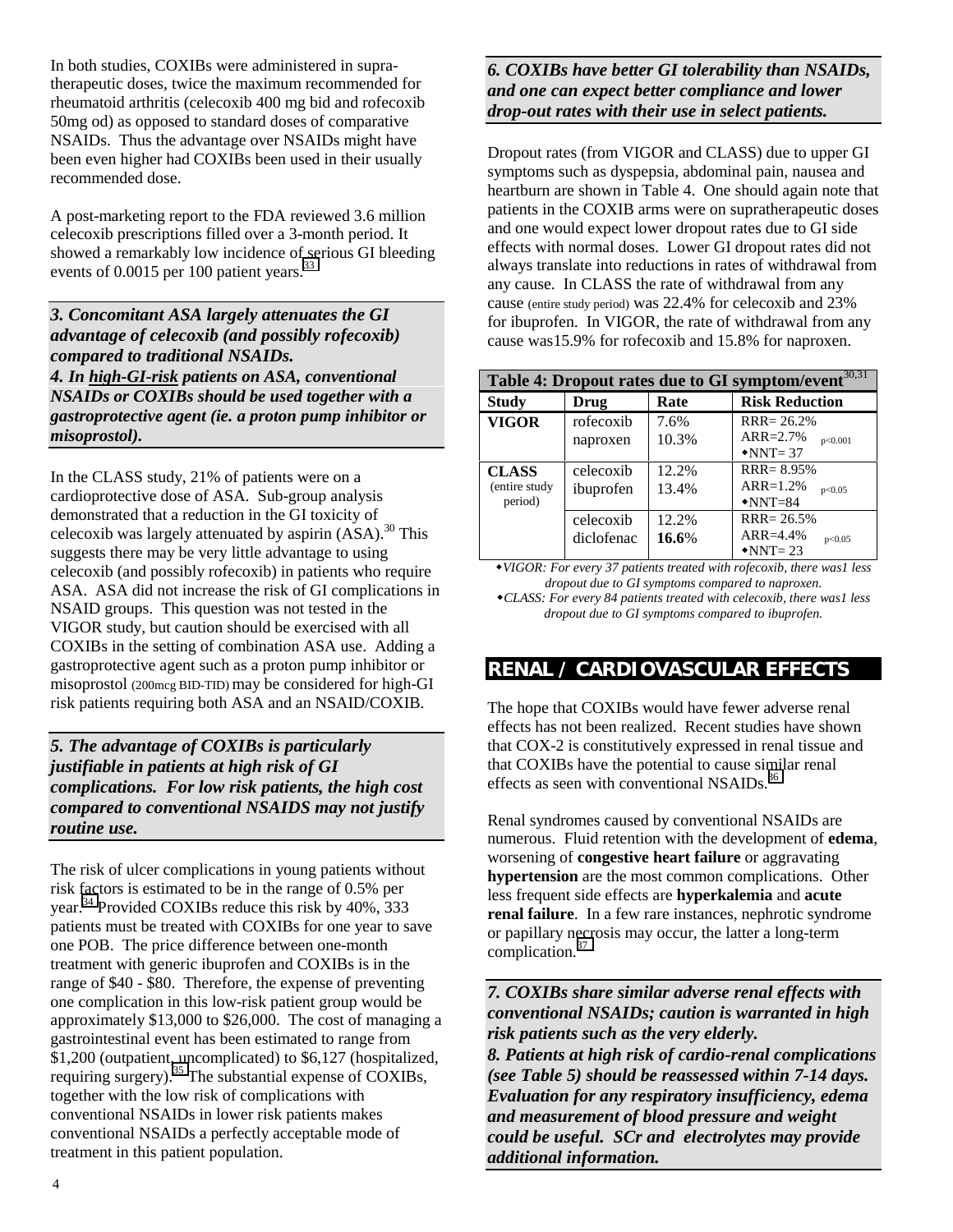In both studies, COXIBs were administered in supra-therapeutic doses, twice the maximum recommended for rheumatoid arthritis (celecoxib 400 mg bid and rofecoxib 50mg od) as opposed to standard doses of comparative NSAIDs. Thus the advantage over NSAIDs might have been even higher had COXIBs been used in their usually recommended dose.

A post-marketing report to the FDA reviewed 3.6 million celecoxib prescriptions filled over a 3-month period. It showed a remarkably low incidence of serious GI bleeding events of 0.0015 per 100 patient years.[33]

***3. Concomitant ASA largely attenuates the GI advantage of celecoxib (and possibly rofecoxib) compared to traditional NSAIDs.***
***4. In <u>high-GI-risk</u> patients on ASA, conventional NSAIDs or COXIBs should be used together with a gastroprotective agent (ie. a proton pump inhibitor or misoprostol).***

In the CLASS study, 21% of patients were on a cardioprotective dose of ASA. Sub-group analysis demonstrated that a reduction in the GI toxicity of celecoxib was largely attenuated by aspirin (ASA).[30] This suggests there may be very little advantage to using celecoxib (and possibly rofecoxib) in patients who require ASA. ASA did not increase the risk of GI complications in NSAID groups. This question was not tested in the VIGOR study, but caution should be exercised with all COXIBs in the setting of combination ASA use. Adding a gastroprotective agent such as a proton pump inhibitor or misoprostol (200mcg BID-TID) may be considered for high-GI risk patients requiring both ASA and an NSAID/COXIB.

***5. The advantage of COXIBs is particularly justifiable in patients at high risk of GI complications. For low risk patients, the high cost compared to conventional NSAIDS may not justify routine use.***

The risk of ulcer complications in young patients without risk factors is estimated to be in the range of 0.5% per year.[34] Provided COXIBs reduce this risk by 40%, 333 patients must be treated with COXIBs for one year to save one POB. The price difference between one-month treatment with generic ibuprofen and COXIBs is in the range of $40 - $80. Therefore, the expense of preventing one complication in this low-risk patient group would be approximately $13,000 to $26,000. The cost of managing a gastrointestinal event has been estimated to range from $1,200 (outpatient, uncomplicated) to $6,127 (hospitalized, requiring surgery).[35] The substantial expense of COXIBs, together with the low risk of complications with conventional NSAIDs in lower risk patients makes conventional NSAIDs a perfectly acceptable mode of treatment in this patient population.

***6. COXIBs have better GI tolerability than NSAIDs, and one can expect better compliance and lower drop-out rates with their use in select patients.***

Dropout rates (from VIGOR and CLASS) due to upper GI symptoms such as dyspepsia, abdominal pain, nausea and heartburn are shown in Table 4. One should again note that patients in the COXIB arms were on supratherapeutic doses and one would expect lower dropout rates due to GI side effects with normal doses. Lower GI dropout rates did not always translate into reductions in rates of withdrawal from any cause. In CLASS the rate of withdrawal from any cause (entire study period) was 22.4% for celecoxib and 23% for ibuprofen. In VIGOR, the rate of withdrawal from any cause was15.9% for rofecoxib and 15.8% for naproxen.

**Table 4: Dropout rates due to GI symptom/event**[30,31]

| Study | Drug | Rate | Risk Reduction |
|---|---|---|---|
| **VIGOR** | rofecoxib<br>naproxen | 7.6%<br>10.3% | RRR= 26.2%<br>ARR=2.7% $p<0.001$<br>◆NNT= 37 |
| **CLASS** (entire study period) | celecoxib<br>ibuprofen | 12.2%<br>13.4% | RRR= 8.95%<br>ARR=1.2% $p<0.05$<br>◆NNT=84 |
| | celecoxib<br>diclofenac | 12.2%<br>**16.6**% | RRR= 26.5%<br>ARR=4.4% $p<0.05$<br>◆NNT= 23 |

*◆VIGOR: For every 37 patients treated with rofecoxib, there was1 less dropout due to GI symptoms compared to naproxen.*
*◆CLASS: For every 84 patients treated with celecoxib, there was1 less dropout due to GI symptoms compared to ibuprofen.*

## RENAL / CARDIOVASCULAR EFFECTS

The hope that COXIBs would have fewer adverse renal effects has not been realized. Recent studies have shown that COX-2 is constitutively expressed in renal tissue and that COXIBs have the potential to cause similar renal effects as seen with conventional NSAIDs.[36]

Renal syndromes caused by conventional NSAIDs are numerous. Fluid retention with the development of **edema**, worsening of **congestive heart failure** or aggravating **hypertension** are the most common complications. Other less frequent side effects are **hyperkalemia** and **acute renal failure**. In a few rare instances, nephrotic syndrome or papillary necrosis may occur, the latter a long-term complication.[37]

***7. COXIBs share similar adverse renal effects with conventional NSAIDs; caution is warranted in high risk patients such as the very elderly.***
***8. Patients at high risk of cardio-renal complications (see Table 5) should be reassessed within 7-14 days. Evaluation for any respiratory insufficiency, edema and measurement of blood pressure and weight could be useful. SCr and electrolytes may provide additional information.***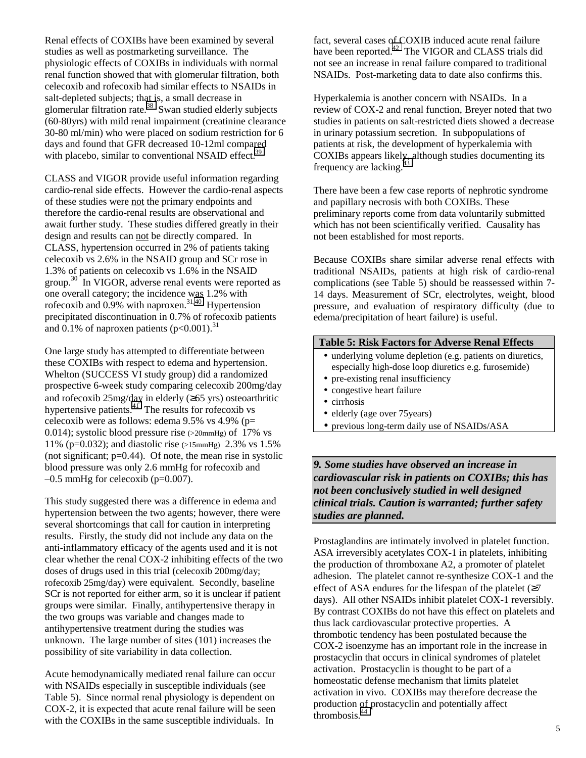Renal effects of COXIBs have been examined by several studies as well as postmarketing surveillance. The physiologic effects of COXIBs in individuals with normal renal function showed that with glomerular filtration, both celecoxib and rofecoxib had similar effects to NSAIDs in salt-depleted subjects; that is, a small decrease in glomerular filtration rate.[38] Swan studied elderly subjects (60-80yrs) with mild renal impairment (creatinine clearance 30-80 ml/min) who were placed on sodium restriction for 6 days and found that GFR decreased 10-12ml compared with placebo, similar to conventional NSAID effect.[39]

CLASS and VIGOR provide useful information regarding cardio-renal side effects. However the cardio-renal aspects of these studies were not the primary endpoints and therefore the cardio-renal results are observational and await further study. These studies differed greatly in their design and results can not be directly compared. In CLASS, hypertension occurred in 2% of patients taking celecoxib vs 2.6% in the NSAID group and SCr rose in 1.3% of patients on celecoxib vs 1.6% in the NSAID group.[30] In VIGOR, adverse renal events were reported as one overall category; the incidence was 1.2% with rofecoxib and 0.9% with naproxen.[31,40] Hypertension precipitated discontinuation in 0.7% of rofecoxib patients and 0.1% of naproxen patients ($p<0.001$).[31]

One large study has attempted to differentiate between these COXIBs with respect to edema and hypertension. Whelton (SUCCESS VI study group) did a randomized prospective 6-week study comparing celecoxib 200mg/day and rofecoxib 25mg/day in elderly (≥65 yrs) osteoarthritic hypertensive patients.[41] The results for rofecoxib vs celecoxib were as follows: edema 9.5% vs 4.9% (p= 0.014); systolic blood pressure rise (>20mmHg) of 17% vs 11% (p=0.032); and diastolic rise (>15mmHg) 2.3% vs 1.5% (not significant; p=0.44). Of note, the mean rise in systolic blood pressure was only 2.6 mmHg for rofecoxib and –0.5 mmHg for celecoxib (p=0.007).

This study suggested there was a difference in edema and hypertension between the two agents; however, there were several shortcomings that call for caution in interpreting results. Firstly, the study did not include any data on the anti-inflammatory efficacy of the agents used and it is not clear whether the renal COX-2 inhibiting effects of the two doses of drugs used in this trial (celecoxib 200mg/day; rofecoxib 25mg/day) were equivalent. Secondly, baseline SCr is not reported for either arm, so it is unclear if patient groups were similar. Finally, antihypertensive therapy in the two groups was variable and changes made to antihypertensive treatment during the studies was unknown. The large number of sites (101) increases the possibility of site variability in data collection.

Acute hemodynamically mediated renal failure can occur with NSAIDs especially in susceptible individuals (see Table 5). Since normal renal physiology is dependent on COX-2, it is expected that acute renal failure will be seen with the COXIBs in the same susceptible individuals. In fact, several cases of COXIB induced acute renal failure have been reported.[42] The VIGOR and CLASS trials did not see an increase in renal failure compared to traditional NSAIDs. Post-marketing data to date also confirms this.

Hyperkalemia is another concern with NSAIDs. In a review of COX-2 and renal function, Breyer noted that two studies in patients on salt-restricted diets showed a decrease in urinary potassium secretion. In subpopulations of patients at risk, the development of hyperkalemia with COXIBs appears likely, although studies documenting its frequency are lacking.[43]

There have been a few case reports of nephrotic syndrome and papillary necrosis with both COXIBs. These preliminary reports come from data voluntarily submitted which has not been scientifically verified. Causality has not been established for most reports.

Because COXIBs share similar adverse renal effects with traditional NSAIDs, patients at high risk of cardio-renal complications (see Table 5) should be reassessed within 7-14 days. Measurement of SCr, electrolytes, weight, blood pressure, and evaluation of respiratory difficulty (due to edema/precipitation of heart failure) is useful.

| Table 5: Risk Factors for Adverse Renal Effects |
| --- |
| • underlying volume depletion (e.g. patients on diuretics, especially high-dose loop diuretics e.g. furosemide)<br>• pre-existing renal insufficiency<br>• congestive heart failure<br>• cirrhosis<br>• elderly (age over 75years)<br>• previous long-term daily use of NSAIDs/ASA |

***9. Some studies have observed an increase in cardiovascular risk in patients on COXIBs; this has not been conclusively studied in well designed clinical trials. Caution is warranted; further safety studies are planned.***

Prostaglandins are intimately involved in platelet function. ASA irreversibly acetylates COX-1 in platelets, inhibiting the production of thromboxane A2, a promoter of platelet adhesion. The platelet cannot re-synthesize COX-1 and the effect of ASA endures for the lifespan of the platelet (≥7 days). All other NSAIDs inhibit platelet COX-1 reversibly. By contrast COXIBs do not have this effect on platelets and thus lack cardiovascular protective properties. A thrombotic tendency has been postulated because the COX-2 isoenzyme has an important role in the increase in prostacyclin that occurs in clinical syndromes of platelet activation. Prostacyclin is thought to be part of a homeostatic defense mechanism that limits platelet activation in vivo. COXIBs may therefore decrease the production of prostacyclin and potentially affect thrombosis.[44]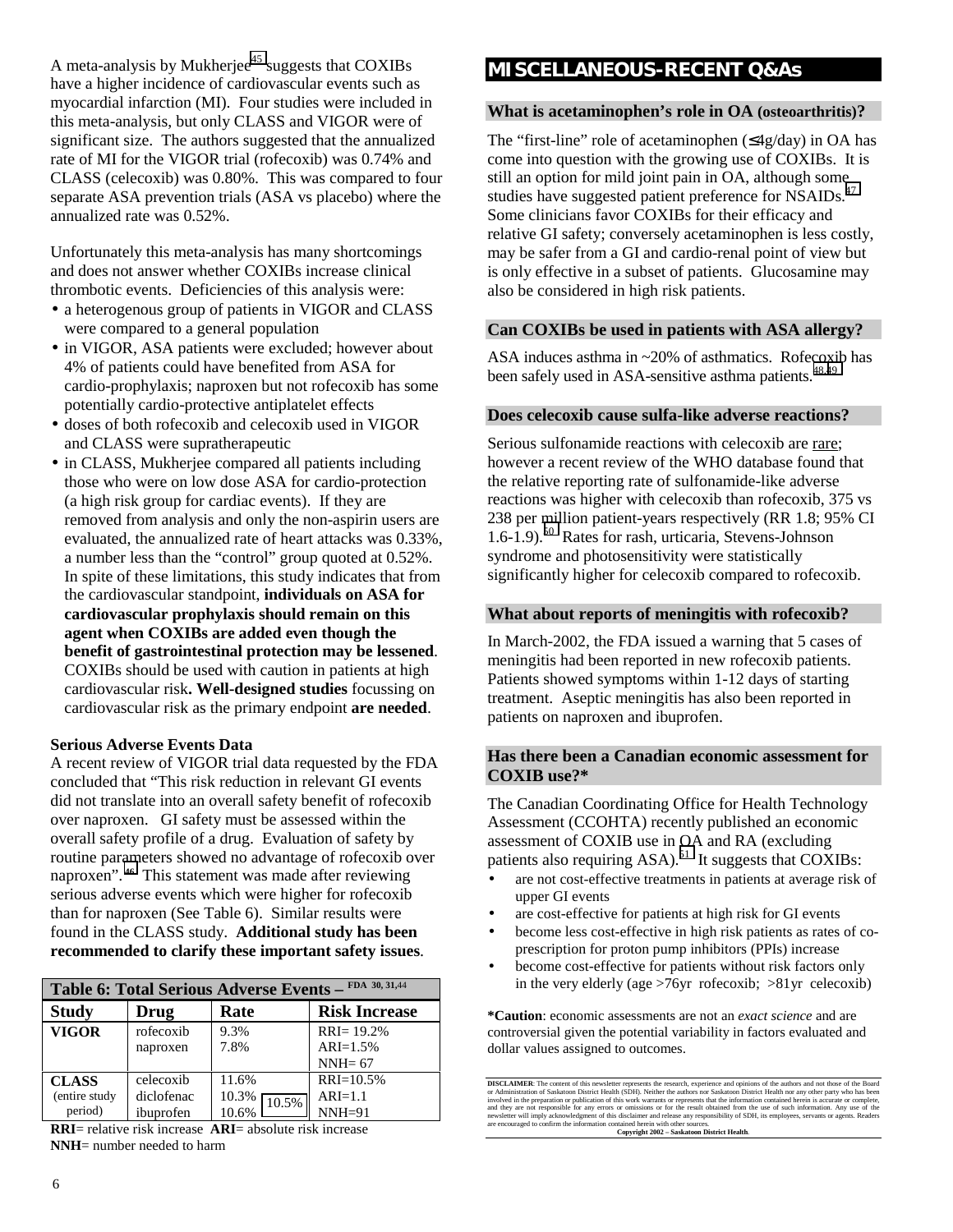A meta-analysis by Mukherjee[45] suggests that COXIBs have a higher incidence of cardiovascular events such as myocardial infarction (MI). Four studies were included in this meta-analysis, but only CLASS and VIGOR were of significant size. The authors suggested that the annualized rate of MI for the VIGOR trial (rofecoxib) was 0.74% and CLASS (celecoxib) was 0.80%. This was compared to four separate ASA prevention trials (ASA vs placebo) where the annualized rate was 0.52%.

Unfortunately this meta-analysis has many shortcomings and does not answer whether COXIBs increase clinical thrombotic events. Deficiencies of this analysis were:

- a heterogenous group of patients in VIGOR and CLASS were compared to a general population
- in VIGOR, ASA patients were excluded; however about 4% of patients could have benefited from ASA for cardio-prophylaxis; naproxen but not rofecoxib has some potentially cardio-protective antiplatelet effects
- doses of both rofecoxib and celecoxib used in VIGOR and CLASS were supratherapeutic
- in CLASS, Mukherjee compared all patients including those who were on low dose ASA for cardio-protection (a high risk group for cardiac events). If they are removed from analysis and only the non-aspirin users are evaluated, the annualized rate of heart attacks was 0.33%, a number less than the "control" group quoted at 0.52%. In spite of these limitations, this study indicates that from the cardiovascular standpoint, **individuals on ASA for cardiovascular prophylaxis should remain on this agent when COXIBs are added even though the benefit of gastrointestinal protection may be lessened**. COXIBs should be used with caution in patients at high cardiovascular risk**. Well-designed studies** focussing on cardiovascular risk as the primary endpoint **are needed**.

**Serious Adverse Events Data**

A recent review of VIGOR trial data requested by the FDA concluded that "This risk reduction in relevant GI events did not translate into an overall safety benefit of rofecoxib over naproxen. GI safety must be assessed within the overall safety profile of a drug. Evaluation of safety by routine parameters showed no advantage of rofecoxib over naproxen".[46] This statement was made after reviewing serious adverse events which were higher for rofecoxib than for naproxen (See Table 6). Similar results were found in the CLASS study. **Additional study has been recommended to clarify these important safety issues**.

**Table 6: Total Serious Adverse Events – FDA 30, 31,44**

| Study | Drug | Rate | Risk Increase |
|---|---|---|---|
| **VIGOR** | rofecoxib<br>naproxen | 9.3%<br>7.8% | RRI= 19.2%<br>ARI=1.5%<br>NNH= 67 |
| **CLASS** (entire study period) | celecoxib<br>diclofenac<br>ibuprofen | 11.6%<br>10.3% (10.5%)<br>10.6% | RRI=10.5%<br>ARI=1.1<br>NNH=91 |

**RRI**= relative risk increase **ARI**= absolute risk increase
**NNH**= number needed to harm

## MISCELLANEOUS-RECENT Q&As

### What is acetaminophen's role in OA (osteoarthritis)?

The "first-line" role of acetaminophen (≤4g/day) in OA has come into question with the growing use of COXIBs. It is still an option for mild joint pain in OA, although some studies have suggested patient preference for NSAIDs.[47] Some clinicians favor COXIBs for their efficacy and relative GI safety; conversely acetaminophen is less costly, may be safer from a GI and cardio-renal point of view but is only effective in a subset of patients. Glucosamine may also be considered in high risk patients.

### Can COXIBs be used in patients with ASA allergy?

ASA induces asthma in ~20% of asthmatics. Rofecoxib has been safely used in ASA-sensitive asthma patients.[48,49]

### Does celecoxib cause sulfa-like adverse reactions?

Serious sulfonamide reactions with celecoxib are rare; however a recent review of the WHO database found that the relative reporting rate of sulfonamide-like adverse reactions was higher with celecoxib than rofecoxib, 375 vs 238 per million patient-years respectively (RR 1.8; 95% CI 1.6-1.9).[50] Rates for rash, urticaria, Stevens-Johnson syndrome and photosensitivity were statistically significantly higher for celecoxib compared to rofecoxib.

### What about reports of meningitis with rofecoxib?

In March-2002, the FDA issued a warning that 5 cases of meningitis had been reported in new rofecoxib patients. Patients showed symptoms within 1-12 days of starting treatment. Aseptic meningitis has also been reported in patients on naproxen and ibuprofen.

### Has there been a Canadian economic assessment for COXIB use?*

The Canadian Coordinating Office for Health Technology Assessment (CCOHTA) recently published an economic assessment of COXIB use in OA and RA (excluding patients also requiring ASA).[51] It suggests that COXIBs:

- are not cost-effective treatments in patients at average risk of upper GI events
- are cost-effective for patients at high risk for GI events
- become less cost-effective in high risk patients as rates of co-prescription for proton pump inhibitors (PPIs) increase
- become cost-effective for patients without risk factors only in the very elderly (age >76yr rofecoxib; >81yr celecoxib)

***Caution**: economic assessments are not an *exact science* and are controversial given the potential variability in factors evaluated and dollar values assigned to outcomes.

**DISCLAIMER**: The content of this newsletter represents the research, experience and opinions of the authors and not those of the Board or Administration of Saskatoon District Health (SDH). Neither the authors nor Saskatoon District Health nor any other party who has been involved in the preparation or publication of this work warrants or represents that the information contained herein is accurate or complete, and they are not responsible for any errors or omissions or for the result obtained from the use of such information. Any use of the newsletter will imply acknowledgment of this disclaimer and release any responsibility of SDH, its employees, servants or agents. Readers are encouraged to confirm the information contained herein with other sources.

**Copyright 2002 – Saskatoon District Health**.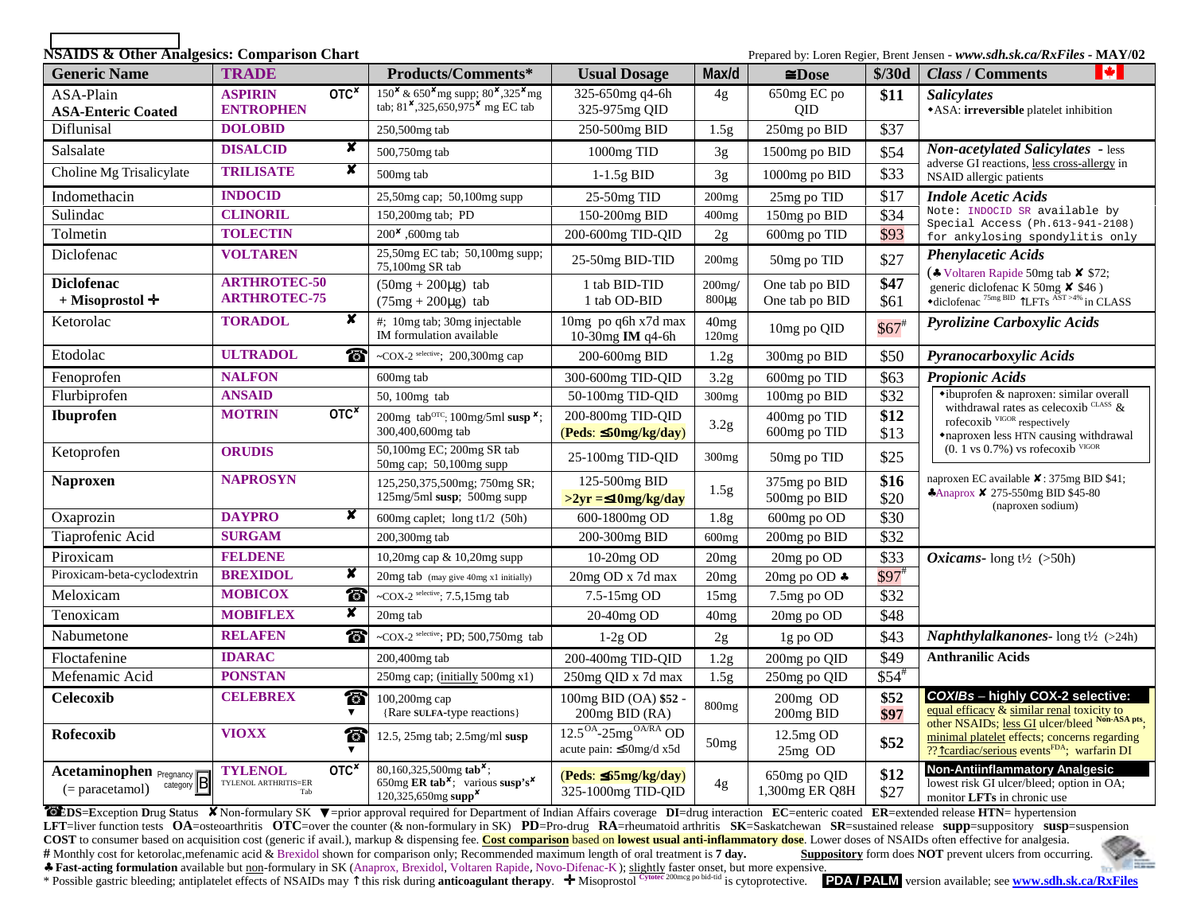## NSAIDS & Other Analgesics: Comparison Chart

Prepared by: Loren Regier, Brent Jensen - *www.sdh.sk.ca/RxFiles* - MAY/02

| Generic Name | TRADE | Products/Comments* | Usual Dosage | Max/d | ≅Dose | $/30d | Class / Comments |
|---|---|---|---|---|---|---|---|
| ASA-Plain<br>**ASA-Enteric Coated** | **ASPIRIN** OTC✘<br>**ENTROPHEN** | 150✘ & 650✘mg supp; 80✘,325✘mg tab; 81✘,325,650,975✘ mg EC tab | 325-650mg q4-6h<br>325-975mg QID | 4g | 650mg EC po QID | **$11** | ***Salicylates***<br>•ASA: **irreversible** platelet inhibition |
| Diflunisal | **DOLOBID** | 250,500mg tab | 250-500mg BID | 1.5g | 250mg po BID | $37 | |
| Salsalate | **DISALCID** ✘ | 500,750mg tab | 1000mg TID | 3g | 1500mg po BID | $54 | ***Non-acetylated Salicylates*** - less adverse GI reactions, less cross-allergy in NSAID allergic patients |
| Choline Mg Trisalicylate | **TRILISATE** ✘ | 500mg tab | 1-1.5g BID | 3g | 1000mg po BID | $33 | |
| Indomethacin | **INDOCID** | 25,50mg cap; 50,100mg supp | 25-50mg TID | 200mg | 25mg po TID | $17 | ***Indole Acetic Acids***<br>Note: INDOCID SR available by Special Access (Ph.613-941-2108) for ankylosing spondylitis only |
| Sulindac | **CLINORIL** | 150,200mg tab; PD | 150-200mg BID | 400mg | 150mg po BID | $34 | |
| Tolmetin | **TOLECTIN** | 200✘ ,600mg tab | 200-600mg TID-QID | 2g | 600mg po TID | $93 | |
| Diclofenac | **VOLTAREN** | 25,50mg EC tab; 50,100mg supp; 75,100mg SR tab | 25-50mg BID-TID | 200mg | 50mg po TID | $27 | ***Phenylacetic Acids***<br>(♣ Voltaren Rapide 50mg tab ✘ $72; generic diclofenac K 50mg ✘ $46 )<br>•diclofenac 75mg BID ↑LFTs AST >4% in CLASS |
| **Diclofenac + Misoprostol** ✚ | **ARTHROTEC-50**<br>**ARTHROTEC-75** | (50mg + 200µg) tab<br>(75mg + 200µg) tab | 1 tab BID-TID<br>1 tab OD-BID | 200mg/ 800µg | One tab po BID<br>One tab po BID | **$47**<br>$61 | |
| Ketorolac | **TORADOL** ✘ | #; 10mg tab; 30mg injectable IM formulation available | 10mg po q6h x7d max<br>10-30mg **IM** q4-6h | 40mg<br>120mg | 10mg po QID | $67# | ***Pyrolizine Carboxylic Acids*** |
| Etodolac | **ULTRADOL** ☎ | ~COX-2 selective; 200,300mg cap | 200-600mg BID | 1.2g | 300mg po BID | $50 | ***Pyranocarboxylic Acids*** |
| Fenoprofen | **NALFON** | 600mg tab | 300-600mg TID-QID | 3.2g | 600mg po TID | $63 | ***Propionic Acids***<br>•ibuprofen & naproxen: similar overall withdrawal rates as celecoxib CLASS & rofecoxib VIGOR respectively<br>•naproxen less HTN causing withdrawal (0. 1 vs 0.7%) vs rofecoxib VIGOR |
| Flurbiprofen | **ANSAID** | 50, 100mg tab | 50-100mg TID-QID | 300mg | 100mg po BID | $32 | |
| **Ibuprofen** | **MOTRIN** OTC✘ | 200mg tab OTC; 100mg/5ml **susp** ✘; 300,400,600mg tab | 200-800mg TID-QID<br>**(Peds: ≤50mg/kg/day)** | 3.2g | 400mg po TID<br>600mg po TID | **$12**<br>$13 | |
| Ketoprofen | **ORUDIS** | 50,100mg EC; 200mg SR tab 50mg cap; 50,100mg supp | 25-100mg TID-QID | 300mg | 50mg po TID | $25 | |
| **Naproxen** | **NAPROSYN** | 125,250,375,500mg; 750mg SR; 125mg/5ml **susp**; 500mg supp | 125-500mg BID<br>**>2yr =≤10mg/kg/day** | 1.5g | 375mg po BID<br>500mg po BID | **$16**<br>$20 | naproxen EC available ✘: 375mg BID $41;<br>♣Anaprox ✘ 275-550mg BID $45-80 (naproxen sodium) |
| Oxaprozin | **DAYPRO** ✘ | 600mg caplet; long t1/2 (50h) | 600-1800mg OD | 1.8g | 600mg po OD | $30 | |
| Tiaprofenic Acid | **SURGAM** | 200,300mg tab | 200-300mg BID | 600mg | 200mg po BID | $32 | |
| Piroxicam | **FELDENE** | 10,20mg cap & 10,20mg supp | 10-20mg OD | 20mg | 20mg po OD | $33 | ***Oxicams***- long t½ (>50h) |
| Piroxicam-beta-cyclodextrin | **BREXIDOL** ✘ | 20mg tab (may give 40mg x1 initially) | 20mg OD x 7d max | 20mg | 20mg po OD ♣ | $97# | |
| Meloxicam | **MOBICOX** ☎ | ~COX-2 selective; 7.5,15mg tab | 7.5-15mg OD | 15mg | 7.5mg po OD | $32 | |
| Tenoxicam | **MOBIFLEX** ✘ | 20mg tab | 20-40mg OD | 40mg | 20mg po OD | $48 | |
| Nabumetone | **RELAFEN** ☎ | ~COX-2 selective; PD; 500,750mg tab | 1-2g OD | 2g | 1g po OD | $43 | ***Naphthylalkanones***- long t½ (>24h) |
| Floctafenine | **IDARAC** | 200,400mg tab | 200-400mg TID-QID | 1.2g | 200mg po QID | $49 | **Anthranilic Acids** |
| Mefenamic Acid | **PONSTAN** | 250mg cap; (initially 500mg x1) | 250mg QID x 7d max | 1.5g | 250mg po QID | $54# | |
| **Celecoxib** | **CELEBREX** ☎ ▼ | 100,200mg cap<br>{Rare SULFA-type reactions} | 100mg BID (OA) **$52** - 200mg BID (RA) | 800mg | 200mg OD<br>200mg BID | **$52**<br>**$97** | ***COXIBs* – highly COX-2 selective:**<br>equal efficacy & similar renal toxicity to other NSAIDs; less GI ulcer/bleed Non-ASA pts, minimal platelet effects; concerns regarding ??↑cardiac/serious events FDA; warfarin DI |
| **Rofecoxib** | **VIOXX** ☎ ▼ | 12.5, 25mg tab; 2.5mg/ml **susp** | 12.5 OA-25mg OA/RA OD<br>acute pain: ≤50mg/d x5d | 50mg | 12.5mg OD<br>25mg OD | **$52** | |
| **Acetaminophen** Pregnancy category B<br>(= paracetamol) | **TYLENOL** OTC✘<br>TYLENOL ARTHRITIS=ER Tab | 80,160,325,500mg **tab**✘; 650mg **ER tab**✘; various **susp's**✘ 120,325,650mg **supp**✘ | **(Peds: ≤65mg/kg/day)**<br>325-1000mg TID-QID | 4g | 650mg po QID<br>1,300mg ER Q8H | **$12**<br>$27 | **Non-Antiinflammatory Analgesic**<br>lowest risk GI ulcer/bleed; option in OA; monitor **LFTs** in chronic use |

☎**EDS**=**E**xception **D**rug **S**tatus ✘Non-formulary SK ▼=prior approval required for Department of Indian Affairs coverage **DI**=drug interaction **EC**=enteric coated **ER**=extended release **HTN**= hypertension **LFT**=liver function tests **OA**=osteoarthritis **OTC**=over the counter (& non-formulary in SK) **PD**=Pro-drug **RA**=rheumatoid arthritis **SK**=Saskatchewan **SR**=sustained release **supp**=suppository **susp**=suspension

**COST** to consumer based on acquisition cost (generic if avail.), markup & dispensing fee. **Cost comparison** based on **lowest usual anti-inflammatory dose**. Lower doses of NSAIDs often effective for analgesia.

**#** Monthly cost for ketorolac,mefenamic acid & Brexidol shown for comparison only; Recommended maximum length of oral treatment is **7 day.** **Suppository** form does **NOT** prevent ulcers from occurring.

♣ **Fast-acting formulation** available but non-formulary in SK (Anaprox, Brexidol, Voltaren Rapide, Novo-Difenac-K); slightly faster onset, but more expensive.

\* Possible gastric bleeding; antiplatelet effects of NSAIDs may ↑this risk during **anticoagulant therapy**. ✚ Misoprostol Cytotec 200mcg po bid-tid is cytoprotective. **PDA / PALM** version available; see **www.sdh.sk.ca/RxFiles**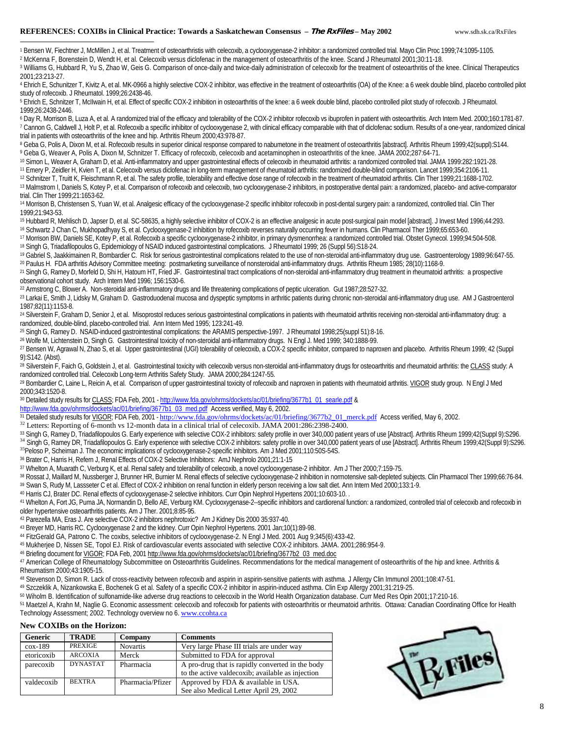## REFERENCES: COXIBs in Clinical Practice: Towards a Saskatchewan Consensus – *The RxFiles* – May 2002

www.sdh.sk.ca/RxFiles

1. Bensen W, Fiechtner J, McMillen J, et al. Treatment of osteoarthristis with celecoxib, a cyclooxygenase-2 inhibitor: a randomized controlled trial. Mayo Clin Proc 1999;74:1095-1105.
2. McKenna F, Borenstein D, Wendt H, et al. Celecoxib versus diclofenac in the management of osteoarthritis of the knee. Scand J Rheumatol 2001;30:11-18.
3. Williams G, Hubbard R, Yu S, Zhao W, Geis G. Comparison of once-daily and twice-daily administration of celecoxib for the treatment of osteoarthritis of the knee. Clinical Therapeutics 2001;23:213-27.
4. Ehrich E, Schunitzer T, Kivitz A, et al. MK-0966 a highly selective COX-2 inhibitor, was effective in the treatment of osteoarthritis (OA) of the Knee: a 6 week double blind, placebo controlled pilot study of rofecoxib. J Rheumatol. 1999;26:2438-46.
5. Ehrich E, Schnitzer T, McIlwain H, et al. Effect of specific COX-2 inhibition in osteoarthritis of the knee: a 6 week double blind, placebo controlled pilot study of rofecoxib. J Rheumatol. 1999;26:2438-2446.
6. Day R, Morrison B, Luza A, et al. A randomized trial of the efficacy and tolerability of the COX-2 inhibitor rofecoxib vs ibuprofen in patient with osteoarthritis. Arch Intern Med. 2000;160:1781-87.
7. Cannon G, Caldwell J, Holt P, et al. Rofecoxib a specific inhibitor of cyclooxygenase 2, with clinical efficacy comparable with that of diclofenac sodium. Results of a one-year, randomized clinical trial in patients with osteoarthritis of the knee and hip. Arthritis Rheum 2000;43:978-87.
8. Geba G, Polis A, Dixon M, et al. Rofecoxib results in superior clinical response compared to nabumetone in the treatment of osteoarthritis [abstract]. Arthritis Rheum 1999;42(suppl):S144.
9. Geba G, Weaver A, Polis A, Dixon M, Schnitzer T. Efficacy of rofecoxib, celecoxib and acetaminophen in osteoarthritis of the knee. JAMA 2002;287:64-71.
10. Simon L, Weaver A, Graham D, et al. Anti-inflammatory and upper gastrointestinal effects of celecoxib in rheumatoid arthritis: a randomized controlled trial. JAMA 1999:282:1921-28.
11. Emery P, Zeidler H, Kvien T, et al. Celecoxib versus diclofenac in long-term management of rheumatoid arthritis: randomized double-blind comparison. Lancet 1999;354:2106-11.
12. Schnitzer T, Truitt K, Fleischmann R, et al. The safety profile, tolerability and effective dose range of rofecoxib in the treatment of rheumatoid arthritis. Clin Ther 1999;21:1688-1702.
13. Malmstrom I, Daniels S, Kotey P, et al. Comparison of rofecoxib and celecoxib, two cyclooxygenase-2 inhibitors, in postoperative dental pain: a randomized, placebo- and active-comparator trial. Clin Ther 1999;21:1653-62.
14. Morrison B, Christensen S, Yuan W, et al. Analgesic efficacy of the cyclooxygenase-2 specific inhibitor rofecoxib in post-dental surgery pain: a randomized, controlled trial. Clin Ther 1999;21:943-53.
15. Hubbard R, Mehlisch D, Japser D, et al. SC-58635, a highly selective inhibitor of COX-2 is an effective analgesic in acute post-surgical pain model [abstract]. J Invest Med 1996;44:293.
16. Schwartz J Chan C, Mukhopadhyay S, et al. Cyclooxygenase-2 inhibition by rofecoxib reverses naturally occurring fever in humans. Clin Pharmacol Ther 1999;65:653-60.
17. Morrison BW, Daniels SE, Kotey P, et al. Rofecoxib a specific cyclooxygenase-2 inhibitor, in primary dysmenorrhea: a randomized controlled trial. Obstet Gynecol. 1999;94:504-508.
18. Singh G, Triadafilopoulos G, Epidemiology of NSAID induced gastrointestinal complications. J Rheumatol 1999; 26 (Suppl 56):S18-24.
19. Gabriel S, Jaakkimainen R, Bombardier C. Risk for serious gastrointestinal complications related to the use of non-steroidal anti-inflammatory drug use. Gastroenterology 1989;96:647-55.
20. Paulus H. FDA arthritis Advisory Committee meeting: postmarketing surveillance of nonsteroidal anti-inflammatory drugs. Arthritis Rheum 1985; 28(10):1168-9.
21. Singh G, Ramey D, Morfeld D, Shi H, Hatoum HT, Fried JF. Gastrointestinal tract complications of non-steroidal anti-inflammatory drug treatment in rheumatoid arthritis: a prospective observational cohort study. Arch Intern Med 1996; 156:1530-6.
22. Armstrong C, Blower A. Non-steroidal anti-inflammatory drugs and life threatening complications of peptic ulceration. Gut 1987;28:527-32.
23. Larkai E, Smith J, Lidsky M, Graham D. Gastroduodenal mucosa and dyspeptic symptoms in arthritic patients during chronic non-steroidal anti-inflammatory drug use. AM J Gastroenterol 1987;82(11):1153-8.
24. Silverstein F, Graham D, Senior J, et al. Misoprostol reduces serious gastrointestinal complications in patients with rheumatoid arthritis receiving non-steroidal anti-inflammatory drug: a randomized, double-blind, placebo-controlled trial. Ann Intern Med 1995; 123:241-49.
25. Singh G, Ramey D. NSAID-induced gastrointestinal complications: the ARAMIS perspective-1997. J Rheumatol 1998;25(suppl 51):8-16.
26. Wolfe M, Lichtenstein D, Singh G. Gastrointestinal toxicity of non-steroidal anti-inflammatory drugs. N Engl J. Med 1999; 340:1888-99.
27. Bensen W, Agrawal N, Zhao S, et al. Upper gastrointestinal (UGI) tolerability of celecoxib, a COX-2 specific inhibitor, compared to naproxen and placebo. Arthritis Rheum 1999; 42 (Suppl 9):S142. (Abst).
28. Silverstein F, Faich G, Goldstein J, et al. Gastrointestinal toxicity with celecoxib versus non-steroidal anti-inflammatory drugs for osteoarthritis and rheumatoid arthritis: the CLASS study: A randomized controlled trial. Celecoxib Long-term Arthritis Safety Study. JAMA 2000;284:1247-55.
29. Bombardier C, Laine L, Reicin A, et al. Comparison of upper gastrointestinal toxicity of rofecoxib and naproxen in patients with rheumatoid arthritis. VIGOR study group. N Engl J Med 2000;343:1520-8.
30. Detailed study results for CLASS; FDA Feb, 2001 - http://www.fda.gov/ohrms/dockets/ac/01/briefing/3677b1_01_searle.pdf & http://www.fda.gov/ohrms/dockets/ac/01/briefing/3677b1_03_med.pdf Access verified, May 6, 2002.
31. Detailed study results for VIGOR; FDA Feb, 2001 - http://www.fda.gov/ohrms/dockets/ac/01/briefing/3677b2_01_merck.pdf Access verified, May 6, 2002.
32. Letters: Reporting of 6-month vs 12-month data in a clinical trial of celecoxib. JAMA 2001:286:2398-2400.
33. Singh G, Ramey D, Triadafilopoulos G. Early experience with selective COX-2 inhibitors: safety profile in over 340,000 patient years of use [Abstract]. Arthritis Rheum 1999;42(Suppl 9):S296.
34. Singh G, Ramey DR, Triadafilopoulos G. Early experience with selective COX-2 inhibitors: safety profile in over 340,000 patient years of use [Abstract]. Arthritis Rheum 1999;42(Suppl 9):S296.
35. Peloso P, Scheiman J. The economic implications of cyclooxygenase-2-specific inhibitors. Am J Med 2001;110:50S-54S.
36. Brater C, Harris H, Refern J, Renal Effects of COX-2 Selective Inhibitors: AmJ Nephrolo 2001;21:1-15
37. Whelton A, Muarath C, Verburg K, et al. Renal safety and tolerability of celecoxib, a novel cyclooxygenase-2 inhibitor. Am J Ther 2000;7:159-75.
38. Rossat J, Maillard M, Nussberger J, Brunner HR, Burnier M. Renal effects of selective cyclooxygenase-2 inhibition in normotensive salt-depleted subjects. Clin Pharmacol Ther 1999;66:76-84.
39. Swan S, Rudy M, Lassseter C et al. Effect of COX-2 inhibition on renal function in elderly person receiving a low salt diet. Ann Intern Med 2000;133:1-9.
40. Harris CJ, Brater DC. Renal effects of cyclooxygenase-2 selective inhibitors. Curr Opin Nephrol Hypertens 2001;10:603-10. .
41. Whelton A, Fort JG, Puma JA, Normandin D, Bello AE, Verburg KM. Cyclooxygenase-2--specific inhibitors and cardiorenal function: a randomized, controlled trial of celecoxib and rofecoxib in older hypertensive osteoarthritis patients. Am J Ther. 2001;8:85-95.
42. Parezella MA, Eras J. Are selective COX-2 inhibitors nephrotoxic? Am J Kidney Dis 2000 35:937-40.
43. Breyer MD, Harris RC. Cyclooxygenase 2 and the kidney. Curr Opin Nephrol Hypertens. 2001 Jan;10(1):89-98.
44. FitzGerald GA, Patrono C. The coxibs, selective inhibitors of cyclooxygenase-2. N Engl J Med. 2001 Aug 9;345(6):433-42.
45. Mukherjee D, Nissen SE, Topol EJ. Risk of cardiovascular events associated with selective COX-2 inhibitors. JAMA. 2001;286:954-9.
46. Briefing document for VIGOR; FDA Feb, 2001 http://www.fda.gov/ohrms/dockets/ac/01/briefing/3677b2_03_med.doc
47. American College of Rheumatology Subcommittee on Osteoarthritis Guidelines. Recommendations for the medical management of osteoarthritis of the hip and knee. Arthritis & Rheumatism 2000;43:1905-15.
48. Stevenson D, Simon R. Lack of cross-reactivity between rofecoxib and aspirin in aspirin-sensitive patients with asthma. J Allergy Clin Immunol 2001;108:47-51.
49. Szczeklik A, Nizankowska E, Bochenek G et al. Safety of a specific COX-2 inhibitor in aspirin-induced asthma. Clin Exp Allergy 2001;31:219-25.
50. Wiholm B. Identification of sulfonamide-like adverse drug reactions to celecoxib in the World Health Organization database. Curr Med Res Opin 2001;17:210-16.
51. Maetzel A, Krahn M, Naglie G. Economic assessment: celecoxib and rofecoxib for patients with osteoarthritis or rheumatoid arthritis. Ottawa: Canadian Coordinating Office for Health Technology Assessment; 2002. Technology overview no 6. www.ccohta.ca

### New COXIBs on the Horizon:

| Generic | TRADE | Company | Comments |
|---|---|---|---|
| cox-189 | PREXIGE | Novartis | Very large Phase III trials are under way |
| etoricoxib | ARCOXIA | Merck | Submitted to FDA for approval |
| parecoxib | DYNASTAT | Pharmacia | A pro-drug that is rapidly converted in the body to the active valdecoxib; available as injection |
| valdecoxib | BEXTRA | Pharmacia/Pfizer | Approved by FDA & available in USA. See also Medical Letter April 29, 2002 |